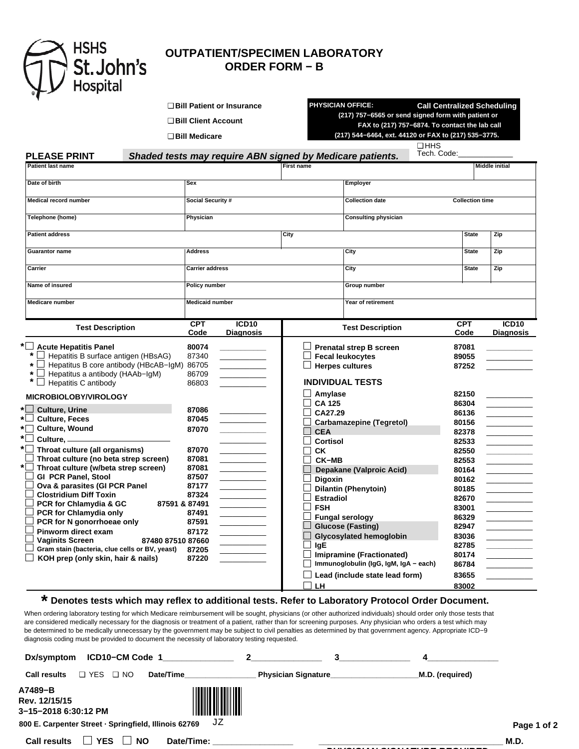HSHS St. John's Hospital

# OUTPATIENT/SPECIMEN LABORATORY ORDER FORM − B

☐ Bill Patient or Insurance

☐ Bill Client Account

☐ Bill Medicare

**PHYSICIAN OFFICE: Call Centralized Scheduling (217) 757−6565 or send signed form with patient or FAX to (217) 757−6874. To contact the lab call (217) 544−6464, ext. 44120 or FAX to (217) 535−3775.**

☐ HHS

Tech. Code:____________

**PLEASE PRINT** ***Shaded tests may require ABN signed by Medicare patients.***

| Patient last name | | First name | | | Middle initial |
|---|---|---|---|---|---|
| Date of birth | Sex | | Employer | | |
| Medical record number | Social Security # | | Collection date | Collection time | |
| Telephone (home) | Physician | | Consulting physician | | |
| Patient address | | City | | State | Zip |
| Guarantor name | Address | | City | State | Zip |
| Carrier | Carrier address | | City | State | Zip |
| Name of insured | Policy number | | Group number | | |
| Medicare number | Medicaid number | | Year of retirement | | |

| Test Description | CPT Code | ICD10 Diagnosis |
|---|---|---|
| *☐ **Acute Hepatitis Panel** | **80074** | ________ |
| * ☐ Hepatitis B surface antigen (HBsAG) | 87340 | ________ |
| * ☐ Hepatitus B core antibody (HBcAB−IgM) | 86705 | ________ |
| * ☐ Hepatitus a antibody (HAAb−IgM) | 86709 | ________ |
| * ☐ Hepatitis C antibody | 86803 | ________ |
| **MICROBIOLOBY/VIROLOGY** | | |
| *☐ **Culture, Urine** | **87086** | ________ |
| *☐ **Culture, Feces** | **87045** | ________ |
| *☐ **Culture, Wound** | **87070** | ________ |
| *☐ **Culture,** ____________ | | ________ |
| *☐ **Throat culture (all organisms)** | **87070** | ________ |
| ☐ **Throat culture (no beta strep screen)** | **87081** | ________ |
| *☐ **Throat culture (w/beta strep screen)** | **87081** | ________ |
| ☐ **GI PCR Panel, Stool** | **87507** | ________ |
| ☐ **Ova & parasites (GI PCR Panel** | **87177** | ________ |
| ☐ **Clostridium Diff Toxin** | **87324** | ________ |
| ☐ **PCR for Chlamydia & GC** | **87591 & 87491** | ________ |
| ☐ **PCR for Chlamydia only** | **87491** | ________ |
| ☐ **PCR for N gonorrhoeae only** | **87591** | ________ |
| ☐ **Pinworm direct exam** | **87172** | ________ |
| ☐ **Vaginits Screen** | **87480 87510 87660** | ________ |
| ☐ **Gram stain (bacteria, clue cells or BV, yeast)** | **87205** | ________ |
| ☐ **KOH prep (only skin, hair & nails)** | **87220** | ________ |

| Test Description | CPT Code | ICD10 Diagnosis |
|---|---|---|
| ☐ **Prenatal strep B screen** | **87081** | ________ |
| ☐ **Fecal leukocytes** | **89055** | ________ |
| ☐ **Herpes cultures** | **87252** | ________ |
| **INDIVIDUAL TESTS** | | |
| ☐ **Amylase** | **82150** | ________ |
| ☐ **CA 125** | **86304** | ________ |
| ☐ **CA27.29** | **86136** | ________ |
| ☐ **Carbamazepine (Tegretol)** | **80156** | ________ |
| ☐ **CEA** | **82378** | ________ |
| ☐ **Cortisol** | **82533** | ________ |
| ☐ **CK** | **82550** | ________ |
| ☐ **CK−MB** | **82553** | ________ |
| ☐ **Depakane (Valproic Acid)** | **80164** | ________ |
| ☐ **Digoxin** | **80162** | ________ |
| ☐ **Dilantin (Phenytoin)** | **80185** | ________ |
| ☐ **Estradiol** | **82670** | ________ |
| ☐ **FSH** | **83001** | ________ |
| ☐ **Fungal serology** | **86329** | ________ |
| ☐ **Glucose (Fasting)** | **82947** | ________ |
| ☐ **Glycosylated hemoglobin** | **83036** | ________ |
| ☐ **IgE** | **82785** | ________ |
| ☐ **Imipramine (Fractionated)** | **80174** | ________ |
| ☐ **Immunoglobulin (IgG, IgM, IgA − each)** | **86784** | ________ |
| ☐ **Lead (include state lead form)** | **83655** | ________ |
| ☐ **LH** | **83002** | |

**\* Denotes tests which may reflex to additional tests. Refer to Laboratory Protocol Order Document.**

When ordering laboratory testing for which Medicare reimbursement will be sought, physicians (or other authorized individuals) should order only those tests that are considered medically necessary for the diagnosis or treatment of a patient, rather than for screening purposes. Any physician who orders a test which may be determined to be medically unnecessary by the government may be subject to civil penalties as determined by that government agency. Appropriate ICD−9 diagnosis coding must be provided to document the necessity of laboratory testing requested.

**Dx/symptom ICD10−CM Code 1**______________ **2**______________ **3**______________ **4**______________

**Call results** ☐ YES ☐ NO **Date/Time**________________ **Physician Signature**____________________**M.D. (required)**

**A7489−B**
**Rev. 12/15/15**
**3−15−2018 6:30:12 PM**

**800 E. Carpenter Street · Springfield, Illinois 62769** JZ

**Call results** ☐ **YES** ☐ **NO** **Date/Time:** ________________ ____________________________________ **M.D.**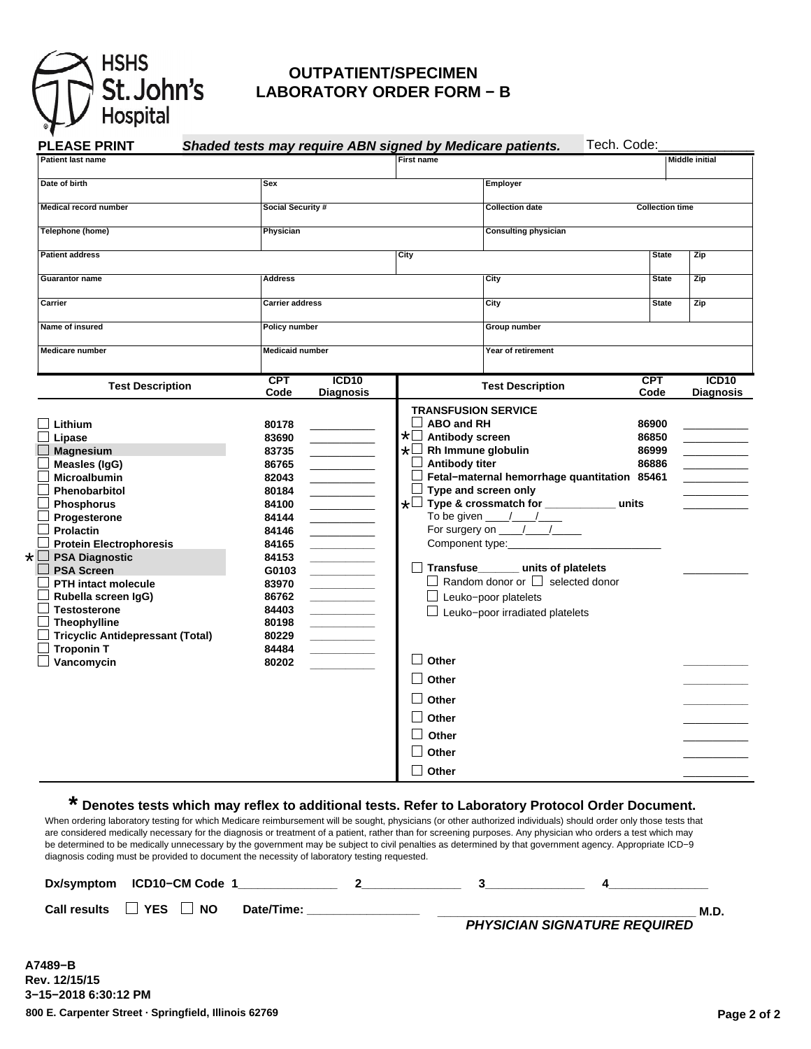HSHS St. John's Hospital

# OUTPATIENT/SPECIMEN LABORATORY ORDER FORM − B

**PLEASE PRINT** ***Shaded tests may require ABN signed by Medicare patients.*** Tech. Code:____________

| | | | | |
|---|---|---|---|---|
| Patient last name | | First name | | Middle initial |
| Date of birth | Sex | | Employer | |
| Medical record number | Social Security # | | Collection date | Collection time |
| Telephone (home) | Physician | | Consulting physician | |
| Patient address | | City | State | Zip |
| Guarantor name | Address | City | State | Zip |
| Carrier | Carrier address | City | State | Zip |
| Name of insured | Policy number | | Group number | |
| Medicare number | Medicaid number | | Year of retirement | |

| Test Description | CPT Code | ICD10 Diagnosis |
|---|---|---|
| ☐ Lithium | 80178 | ________ |
| ☐ Lipase | 83690 | ________ |
| ☐ Magnesium | 83735 | ________ |
| ☐ Measles (IgG) | 86765 | ________ |
| ☐ Microalbumin | 82043 | ________ |
| ☐ Phenobarbitol | 80184 | ________ |
| ☐ Phosphorus | 84100 | ________ |
| ☐ Progesterone | 84144 | ________ |
| ☐ Prolactin | 84146 | ________ |
| ☐ Protein Electrophoresis | 84165 | ________ |
| * ☐ PSA Diagnostic | 84153 | ________ |
| ☐ PSA Screen | G0103 | ________ |
| ☐ PTH intact molecule | 83970 | ________ |
| ☐ Rubella screen IgG) | 86762 | ________ |
| ☐ Testosterone | 84403 | ________ |
| ☐ Theophylline | 80198 | ________ |
| ☐ Tricyclic Antidepressant (Total) | 80229 | ________ |
| ☐ Troponin T | 84484 | ________ |
| ☐ Vancomycin | 80202 | ________ |

| Test Description | CPT Code | ICD10 Diagnosis |
|---|---|---|
| **TRANSFUSION SERVICE** | | |
| ☐ ABO and RH | 86900 | ________ |
| * ☐ Antibody screen | 86850 | ________ |
| * ☐ Rh Immune globulin | 86999 | ________ |
| ☐ Antibody titer | 86886 | ________ |
| ☐ Fetal−maternal hemorrhage quantitation | 85461 | ________ |
| ☐ Type and screen only | | ________ |
| * ☐ Type & crossmatch for __________ units | | ________ |
| To be given ____/____/____ | | |
| For surgery on ____/____/_____ | | |
| Component type:________________________ | | |
| ☐ Transfuse_______ units of platelets | | ________ |
| ☐ Random donor or ☐ selected donor | | |
| ☐ Leuko−poor platelets | | |
| ☐ Leuko−poor irradiated platelets | | |
| ☐ Other | | ________ |
| ☐ Other | | ________ |
| ☐ Other | | ________ |
| ☐ Other | | ________ |
| ☐ Other | | ________ |
| ☐ Other | | ________ |
| ☐ Other | | ________ |

**\* Denotes tests which may reflex to additional tests. Refer to Laboratory Protocol Order Document.**

When ordering laboratory testing for which Medicare reimbursement will be sought, physicians (or other authorized individuals) should order only those tests that are considered medically necessary for the diagnosis or treatment of a patient, rather than for screening purposes. Any physician who orders a test which may be determined to be medically unnecessary by the government may be subject to civil penalties as determined by that government agency. Appropriate ICD−9 diagnosis coding must be provided to document the necessity of laboratory testing requested.

**Dx/symptom ICD10−CM Code 1**______________ **2**______________ **3**______________ **4**______________

**Call results** ☐ **YES** ☐ **NO** **Date/Time:** ________________ ___________________________________ **M.D.**

***PHYSICIAN SIGNATURE REQUIRED***

**A7489−B**
**Rev. 12/15/15**
**3−15−2018 6:30:12 PM**
**800 E. Carpenter Street · Springfield, Illinois 62769**